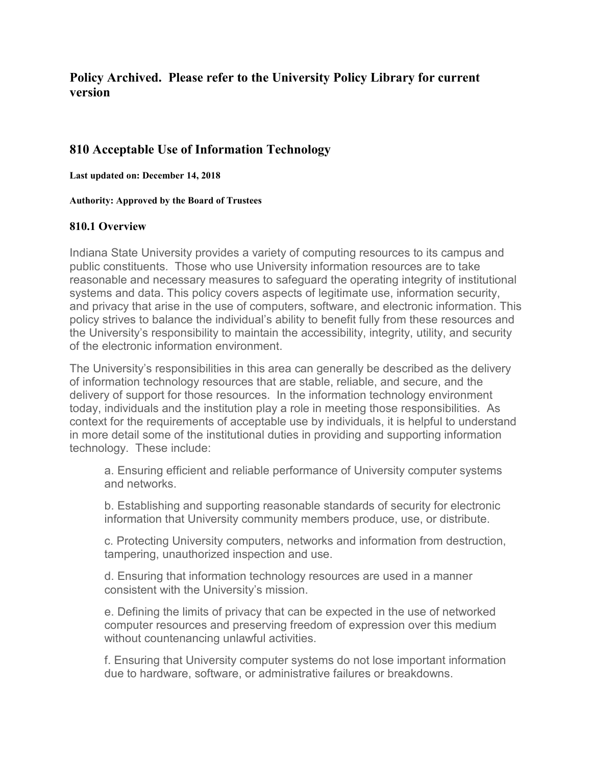**Policy Archived. Please refer to the University Policy Library for current version**

## 810 Acceptable Use of Information Technology

**Last updated on: December 14, 2018**

**Authority: Approved by the Board of Trustees**

### 810.1 Overview

Indiana State University provides a variety of computing resources to its campus and public constituents. Those who use University information resources are to take reasonable and necessary measures to safeguard the operating integrity of institutional systems and data. This policy covers aspects of legitimate use, information security, and privacy that arise in the use of computers, software, and electronic information. This policy strives to balance the individual's ability to benefit fully from these resources and the University's responsibility to maintain the accessibility, integrity, utility, and security of the electronic information environment.

The University's responsibilities in this area can generally be described as the delivery of information technology resources that are stable, reliable, and secure, and the delivery of support for those resources. In the information technology environment today, individuals and the institution play a role in meeting those responsibilities. As context for the requirements of acceptable use by individuals, it is helpful to understand in more detail some of the institutional duties in providing and supporting information technology. These include:

a. Ensuring efficient and reliable performance of University computer systems and networks.

b. Establishing and supporting reasonable standards of security for electronic information that University community members produce, use, or distribute.

c. Protecting University computers, networks and information from destruction, tampering, unauthorized inspection and use.

d. Ensuring that information technology resources are used in a manner consistent with the University's mission.

e. Defining the limits of privacy that can be expected in the use of networked computer resources and preserving freedom of expression over this medium without countenancing unlawful activities.

f. Ensuring that University computer systems do not lose important information due to hardware, software, or administrative failures or breakdowns.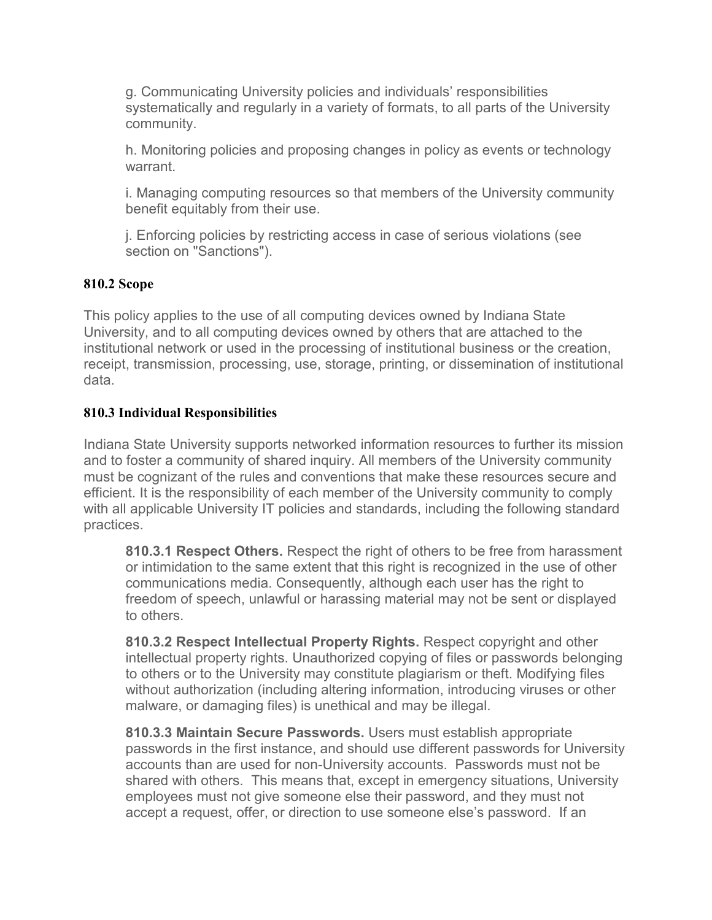g. Communicating University policies and individuals' responsibilities systematically and regularly in a variety of formats, to all parts of the University community.

h. Monitoring policies and proposing changes in policy as events or technology warrant.

i. Managing computing resources so that members of the University community benefit equitably from their use.

j. Enforcing policies by restricting access in case of serious violations (see section on "Sanctions").

### 810.2 Scope

This policy applies to the use of all computing devices owned by Indiana State University, and to all computing devices owned by others that are attached to the institutional network or used in the processing of institutional business or the creation, receipt, transmission, processing, use, storage, printing, or dissemination of institutional data.

### 810.3 Individual Responsibilities

Indiana State University supports networked information resources to further its mission and to foster a community of shared inquiry. All members of the University community must be cognizant of the rules and conventions that make these resources secure and efficient. It is the responsibility of each member of the University community to comply with all applicable University IT policies and standards, including the following standard practices.

**810.3.1 Respect Others.** Respect the right of others to be free from harassment or intimidation to the same extent that this right is recognized in the use of other communications media. Consequently, although each user has the right to freedom of speech, unlawful or harassing material may not be sent or displayed to others.

**810.3.2 Respect Intellectual Property Rights.** Respect copyright and other intellectual property rights. Unauthorized copying of files or passwords belonging to others or to the University may constitute plagiarism or theft. Modifying files without authorization (including altering information, introducing viruses or other malware, or damaging files) is unethical and may be illegal.

**810.3.3 Maintain Secure Passwords.** Users must establish appropriate passwords in the first instance, and should use different passwords for University accounts than are used for non-University accounts. Passwords must not be shared with others. This means that, except in emergency situations, University employees must not give someone else their password, and they must not accept a request, offer, or direction to use someone else's password. If an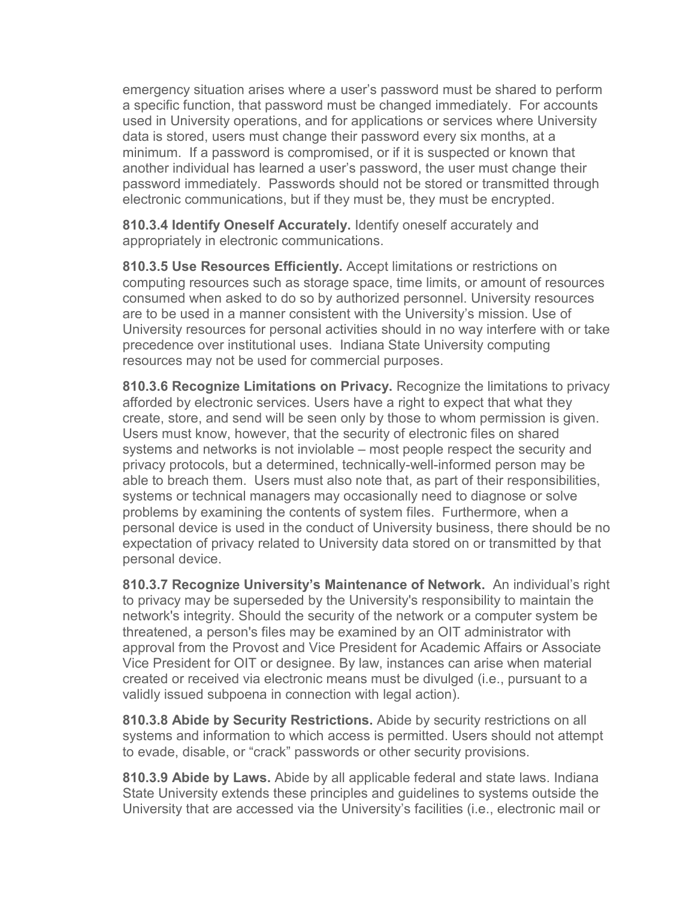emergency situation arises where a user's password must be shared to perform a specific function, that password must be changed immediately. For accounts used in University operations, and for applications or services where University data is stored, users must change their password every six months, at a minimum. If a password is compromised, or if it is suspected or known that another individual has learned a user's password, the user must change their password immediately. Passwords should not be stored or transmitted through electronic communications, but if they must be, they must be encrypted.

**810.3.4 Identify Oneself Accurately.** Identify oneself accurately and appropriately in electronic communications.

**810.3.5 Use Resources Efficiently.** Accept limitations or restrictions on computing resources such as storage space, time limits, or amount of resources consumed when asked to do so by authorized personnel. University resources are to be used in a manner consistent with the University's mission. Use of University resources for personal activities should in no way interfere with or take precedence over institutional uses. Indiana State University computing resources may not be used for commercial purposes.

**810.3.6 Recognize Limitations on Privacy.** Recognize the limitations to privacy afforded by electronic services. Users have a right to expect that what they create, store, and send will be seen only by those to whom permission is given. Users must know, however, that the security of electronic files on shared systems and networks is not inviolable – most people respect the security and privacy protocols, but a determined, technically-well-informed person may be able to breach them. Users must also note that, as part of their responsibilities, systems or technical managers may occasionally need to diagnose or solve problems by examining the contents of system files. Furthermore, when a personal device is used in the conduct of University business, there should be no expectation of privacy related to University data stored on or transmitted by that personal device.

**810.3.7 Recognize University's Maintenance of Network.** An individual's right to privacy may be superseded by the University's responsibility to maintain the network's integrity. Should the security of the network or a computer system be threatened, a person's files may be examined by an OIT administrator with approval from the Provost and Vice President for Academic Affairs or Associate Vice President for OIT or designee. By law, instances can arise when material created or received via electronic means must be divulged (i.e., pursuant to a validly issued subpoena in connection with legal action).

**810.3.8 Abide by Security Restrictions.** Abide by security restrictions on all systems and information to which access is permitted. Users should not attempt to evade, disable, or "crack" passwords or other security provisions.

**810.3.9 Abide by Laws.** Abide by all applicable federal and state laws. Indiana State University extends these principles and guidelines to systems outside the University that are accessed via the University's facilities (i.e., electronic mail or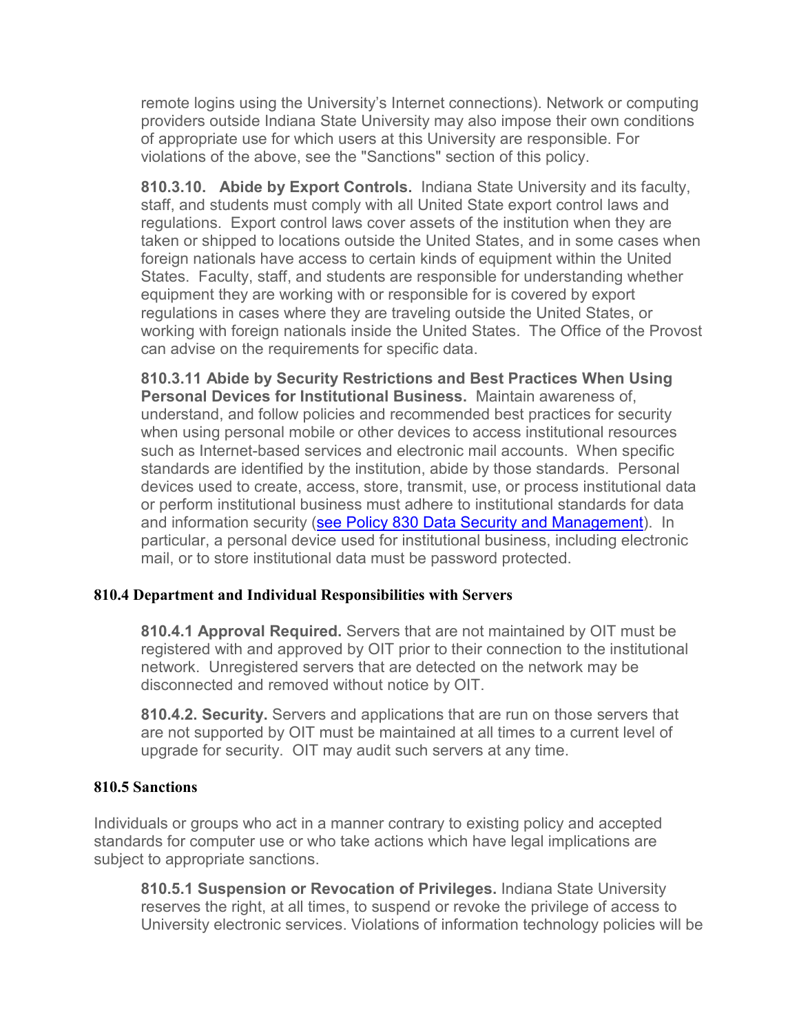remote logins using the University's Internet connections). Network or computing providers outside Indiana State University may also impose their own conditions of appropriate use for which users at this University are responsible. For violations of the above, see the "Sanctions" section of this policy.

**810.3.10. Abide by Export Controls.** Indiana State University and its faculty, staff, and students must comply with all United State export control laws and regulations. Export control laws cover assets of the institution when they are taken or shipped to locations outside the United States, and in some cases when foreign nationals have access to certain kinds of equipment within the United States. Faculty, staff, and students are responsible for understanding whether equipment they are working with or responsible for is covered by export regulations in cases where they are traveling outside the United States, or working with foreign nationals inside the United States. The Office of the Provost can advise on the requirements for specific data.

**810.3.11 Abide by Security Restrictions and Best Practices When Using Personal Devices for Institutional Business.** Maintain awareness of, understand, and follow policies and recommended best practices for security when using personal mobile or other devices to access institutional resources such as Internet-based services and electronic mail accounts. When specific standards are identified by the institution, abide by those standards. Personal devices used to create, access, store, transmit, use, or process institutional data or perform institutional business must adhere to institutional standards for data and information security (see Policy 830 Data Security and Management). In particular, a personal device used for institutional business, including electronic mail, or to store institutional data must be password protected.

## 810.4 Department and Individual Responsibilities with Servers

**810.4.1 Approval Required.** Servers that are not maintained by OIT must be registered with and approved by OIT prior to their connection to the institutional network. Unregistered servers that are detected on the network may be disconnected and removed without notice by OIT.

**810.4.2. Security.** Servers and applications that are run on those servers that are not supported by OIT must be maintained at all times to a current level of upgrade for security. OIT may audit such servers at any time.

## 810.5 Sanctions

Individuals or groups who act in a manner contrary to existing policy and accepted standards for computer use or who take actions which have legal implications are subject to appropriate sanctions.

**810.5.1 Suspension or Revocation of Privileges.** Indiana State University reserves the right, at all times, to suspend or revoke the privilege of access to University electronic services. Violations of information technology policies will be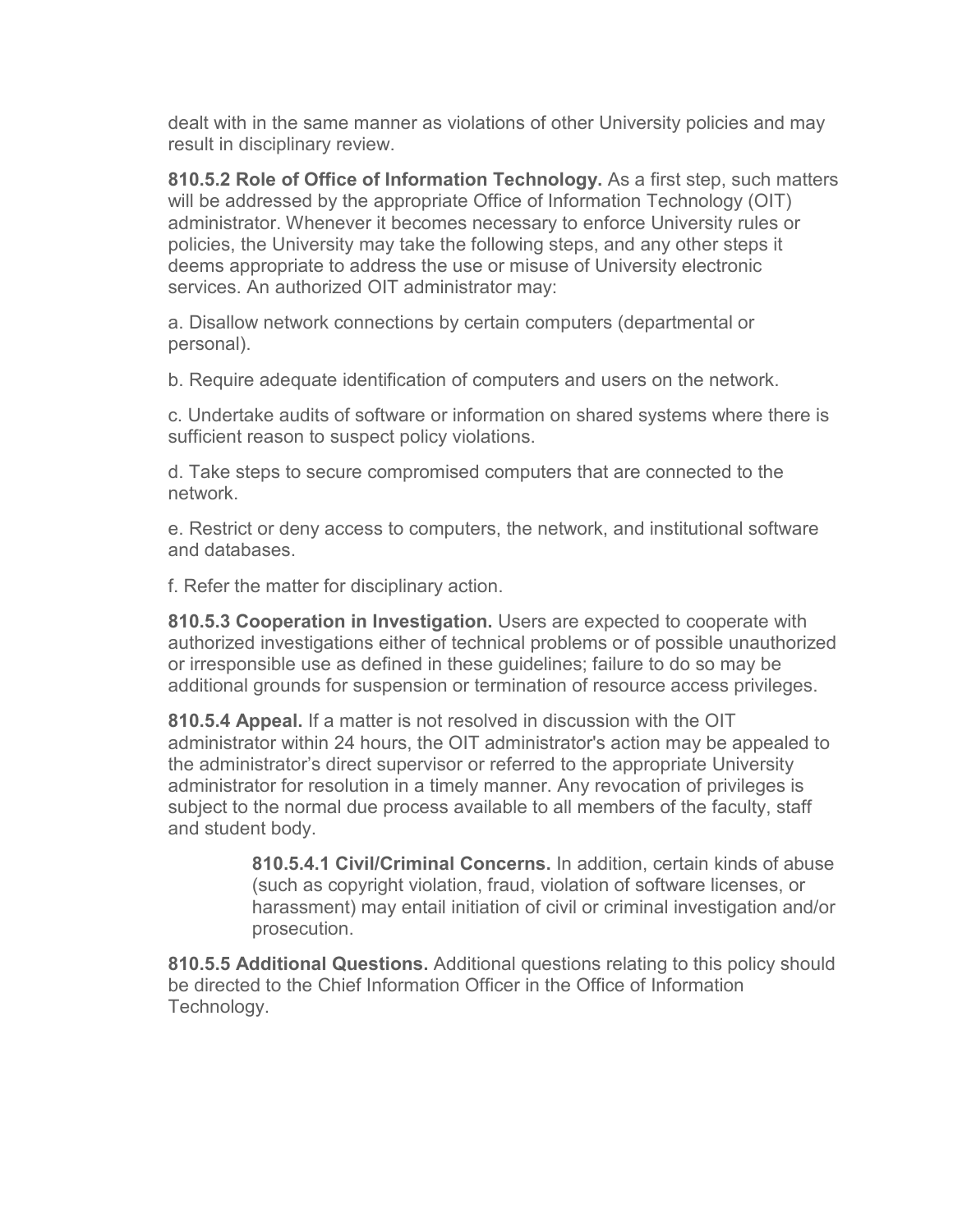dealt with in the same manner as violations of other University policies and may result in disciplinary review.

**810.5.2 Role of Office of Information Technology.** As a first step, such matters will be addressed by the appropriate Office of Information Technology (OIT) administrator. Whenever it becomes necessary to enforce University rules or policies, the University may take the following steps, and any other steps it deems appropriate to address the use or misuse of University electronic services. An authorized OIT administrator may:

a. Disallow network connections by certain computers (departmental or personal).

b. Require adequate identification of computers and users on the network.

c. Undertake audits of software or information on shared systems where there is sufficient reason to suspect policy violations.

d. Take steps to secure compromised computers that are connected to the network.

e. Restrict or deny access to computers, the network, and institutional software and databases.

f. Refer the matter for disciplinary action.

**810.5.3 Cooperation in Investigation.** Users are expected to cooperate with authorized investigations either of technical problems or of possible unauthorized or irresponsible use as defined in these guidelines; failure to do so may be additional grounds for suspension or termination of resource access privileges.

**810.5.4 Appeal.** If a matter is not resolved in discussion with the OIT administrator within 24 hours, the OIT administrator's action may be appealed to the administrator's direct supervisor or referred to the appropriate University administrator for resolution in a timely manner. Any revocation of privileges is subject to the normal due process available to all members of the faculty, staff and student body.

> **810.5.4.1 Civil/Criminal Concerns.** In addition, certain kinds of abuse (such as copyright violation, fraud, violation of software licenses, or harassment) may entail initiation of civil or criminal investigation and/or prosecution.

**810.5.5 Additional Questions.** Additional questions relating to this policy should be directed to the Chief Information Officer in the Office of Information Technology.